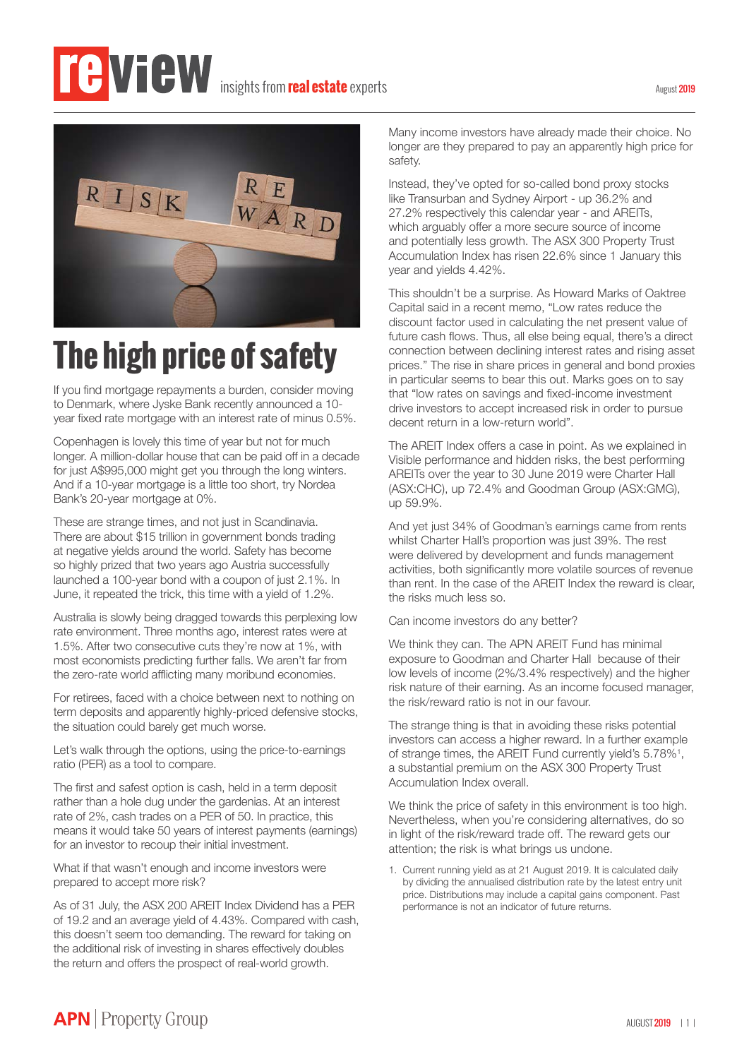# review insights from real estate experts

August 2019

## The high price of safety

If you find mortgage repayments a burden, consider moving to Denmark, where Jyske Bank recently announced a 10-year fixed rate mortgage with an interest rate of minus 0.5%.

Copenhagen is lovely this time of year but not for much longer. A million-dollar house that can be paid off in a decade for just A$995,000 might get you through the long winters. And if a 10-year mortgage is a little too short, try Nordea Bank's 20-year mortgage at 0%.

These are strange times, and not just in Scandinavia. There are about $15 trillion in government bonds trading at negative yields around the world. Safety has become so highly prized that two years ago Austria successfully launched a 100-year bond with a coupon of just 2.1%. In June, it repeated the trick, this time with a yield of 1.2%.

Australia is slowly being dragged towards this perplexing low rate environment. Three months ago, interest rates were at 1.5%. After two consecutive cuts they're now at 1%, with most economists predicting further falls. We aren't far from the zero-rate world afflicting many moribund economies.

For retirees, faced with a choice between next to nothing on term deposits and apparently highly-priced defensive stocks, the situation could barely get much worse.

Let's walk through the options, using the price-to-earnings ratio (PER) as a tool to compare.

The first and safest option is cash, held in a term deposit rather than a hole dug under the gardenias. At an interest rate of 2%, cash trades on a PER of 50. In practice, this means it would take 50 years of interest payments (earnings) for an investor to recoup their initial investment.

What if that wasn't enough and income investors were prepared to accept more risk?

As of 31 July, the ASX 200 AREIT Index Dividend has a PER of 19.2 and an average yield of 4.43%. Compared with cash, this doesn't seem too demanding. The reward for taking on the additional risk of investing in shares effectively doubles the return and offers the prospect of real-world growth.

Many income investors have already made their choice. No longer are they prepared to pay an apparently high price for safety.

Instead, they've opted for so-called bond proxy stocks like Transurban and Sydney Airport - up 36.2% and 27.2% respectively this calendar year - and AREITs, which arguably offer a more secure source of income and potentially less growth. The ASX 300 Property Trust Accumulation Index has risen 22.6% since 1 January this year and yields 4.42%.

This shouldn't be a surprise. As Howard Marks of Oaktree Capital said in a recent memo, "Low rates reduce the discount factor used in calculating the net present value of future cash flows. Thus, all else being equal, there's a direct connection between declining interest rates and rising asset prices." The rise in share prices in general and bond proxies in particular seems to bear this out. Marks goes on to say that "low rates on savings and fixed-income investment drive investors to accept increased risk in order to pursue decent return in a low-return world".

The AREIT Index offers a case in point. As we explained in Visible performance and hidden risks, the best performing AREITs over the year to 30 June 2019 were Charter Hall (ASX:CHC), up 72.4% and Goodman Group (ASX:GMG), up 59.9%.

And yet just 34% of Goodman's earnings came from rents whilst Charter Hall's proportion was just 39%. The rest were delivered by development and funds management activities, both significantly more volatile sources of revenue than rent. In the case of the AREIT Index the reward is clear, the risks much less so.

Can income investors do any better?

We think they can. The APN AREIT Fund has minimal exposure to Goodman and Charter Hall because of their low levels of income (2%/3.4% respectively) and the higher risk nature of their earning. As an income focused manager, the risk/reward ratio is not in our favour.

The strange thing is that in avoiding these risks potential investors can access a higher reward. In a further example of strange times, the AREIT Fund currently yield's 5.78%[1], a substantial premium on the ASX 300 Property Trust Accumulation Index overall.

We think the price of safety in this environment is too high. Nevertheless, when you're considering alternatives, do so in light of the risk/reward trade off. The reward gets our attention; the risk is what brings us undone.

1. Current running yield as at 21 August 2019. It is calculated daily by dividing the annualised distribution rate by the latest entry unit price. Distributions may include a capital gains component. Past performance is not an indicator of future returns.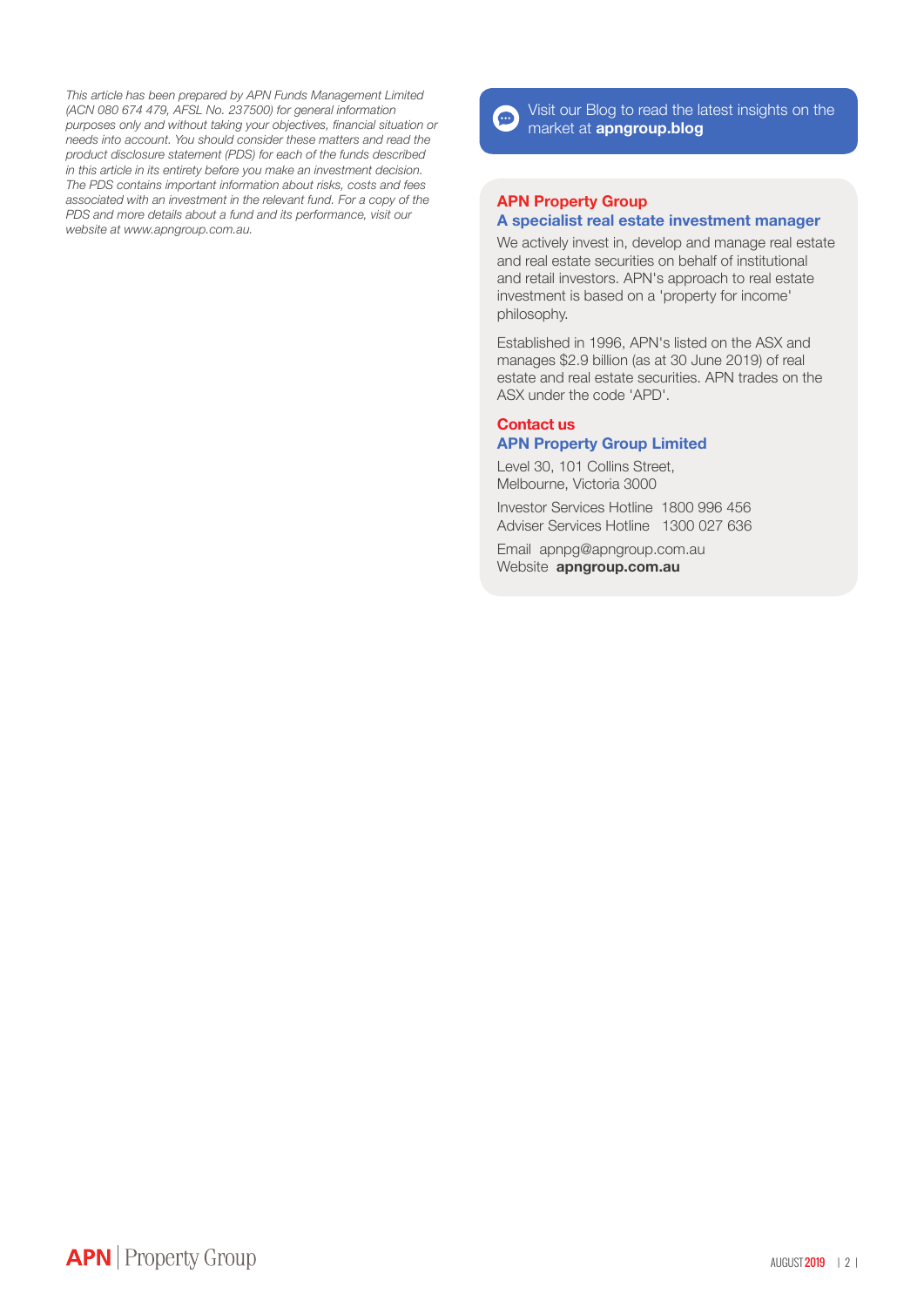*This article has been prepared by APN Funds Management Limited (ACN 080 674 479, AFSL No. 237500) for general information purposes only and without taking your objectives, financial situation or needs into account. You should consider these matters and read the product disclosure statement (PDS) for each of the funds described in this article in its entirety before you make an investment decision. The PDS contains important information about risks, costs and fees associated with an investment in the relevant fund. For a copy of the PDS and more details about a fund and its performance, visit our website at www.apngroup.com.au.*

Visit our Blog to read the latest insights on the market at **apngroup.blog**

## APN Property Group

### A specialist real estate investment manager

We actively invest in, develop and manage real estate and real estate securities on behalf of institutional and retail investors. APN's approach to real estate investment is based on a 'property for income' philosophy.

Established in 1996, APN's listed on the ASX and manages $2.9 billion (as at 30 June 2019) of real estate and real estate securities. APN trades on the ASX under the code 'APD'.

## Contact us

### APN Property Group Limited

Level 30, 101 Collins Street,
Melbourne, Victoria 3000

Investor Services Hotline 1800 996 456
Adviser Services Hotline 1300 027 636

Email apnpg@apngroup.com.au
Website **apngroup.com.au**